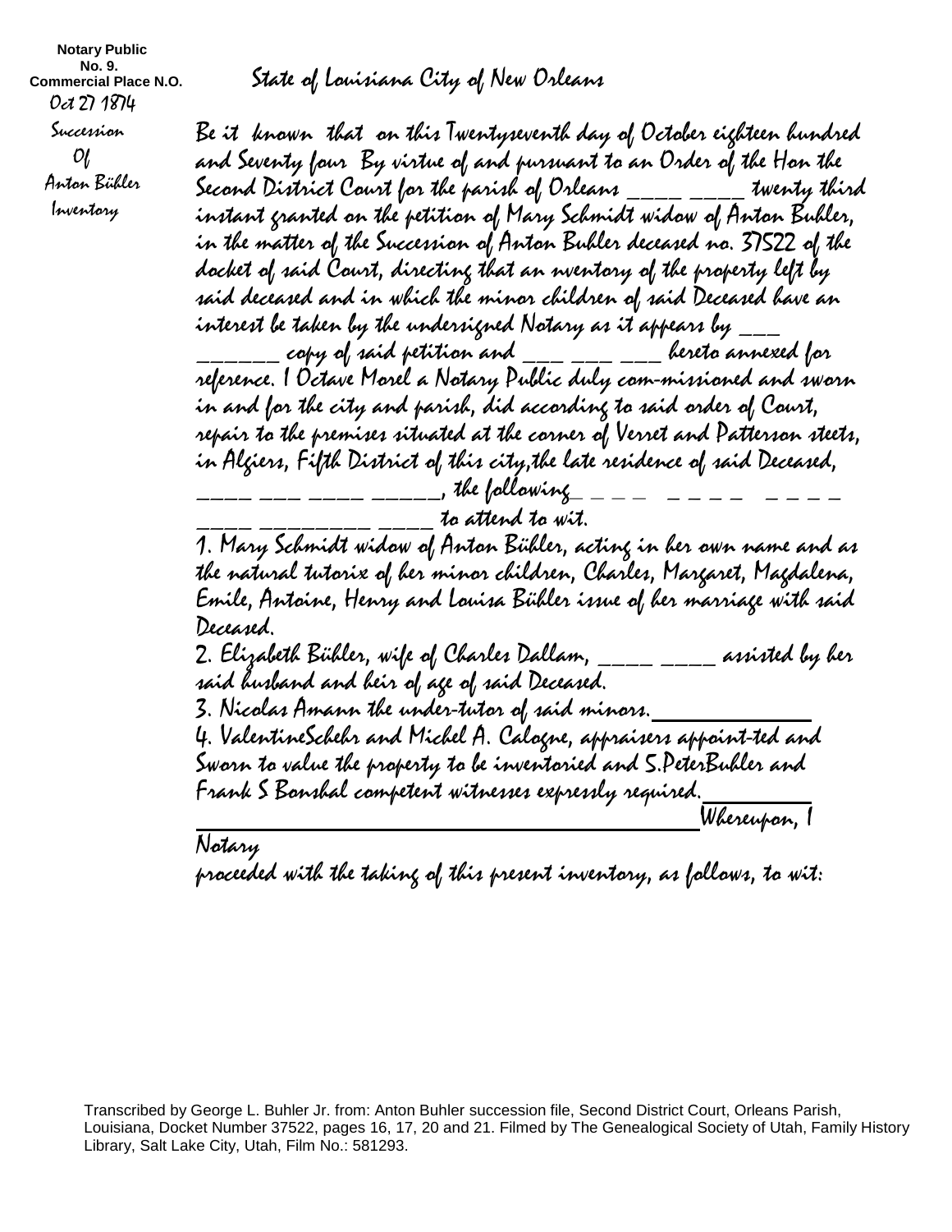**Notary Public**
**No. 9.**
**Commercial Place N.O.**
Oct 27 1874

Succession
Of
Anton Bühler
Inventory

State of Louisiana City of New Orleans

Be it known that on this Twentyseventh day of October eighteen hundred and Seventy four By virtue of and pursuant to an Order of the Hon the Second District Court for the parish of Orleans ____ _____ twenty third instant granted on the petition of Mary Schmidt widow of Anton Buhler, in the matter of the Succession of Anton Buhler deceased no. 37522 of the docket of said Court, directing that an nventory of the property left by said deceased and in which the minor children of said Deceased have an interest be taken by the undersigned Notary as it appears by ___ ______ copy of said petition and ___ ___ ___ hereto annexed for reference. I Octave Morel a Notary Public duly com-missioned and sworn in and for the city and parish, did according to said order of Court, repair to the premises situated at the corner of Verret and Patterson steets, in Algiers, Fifth District of this city,the late residence of said Deceased, ____ ___ ____ _____, the following_ _ _ _ _ _ _ _ _ _ _ _ ____ ________ ____ to attend to wit.

1. Mary Schmidt widow of Anton Bühler, acting in her own name and as the natural tutorix of her minor children, Charles, Margaret, Magdalena, Emile, Antoine, Henry and Louisa Bühler issue of her marriage with said Deceased.
2. Elizabeth Bühler, wife of Charles Dallam, ____ ____ assisted by her said husband and heir of age of said Deceased.
3. Nicolas Amann the under-tutor of said minors.
4. ValentineSchehr and Michel A. Calogne, appraisers appoint-ted and Sworn to value the property to be inventoried and S.PeterBuhler and Frank S Bonshal competent witnesses expressly required.

Whereupon, I Notary proceeded with the taking of this present inventory, as follows, to wit:

Transcribed by George L. Buhler Jr. from: Anton Buhler succession file, Second District Court, Orleans Parish, Louisiana, Docket Number 37522, pages 16, 17, 20 and 21. Filmed by The Genealogical Society of Utah, Family History Library, Salt Lake City, Utah, Film No.: 581293.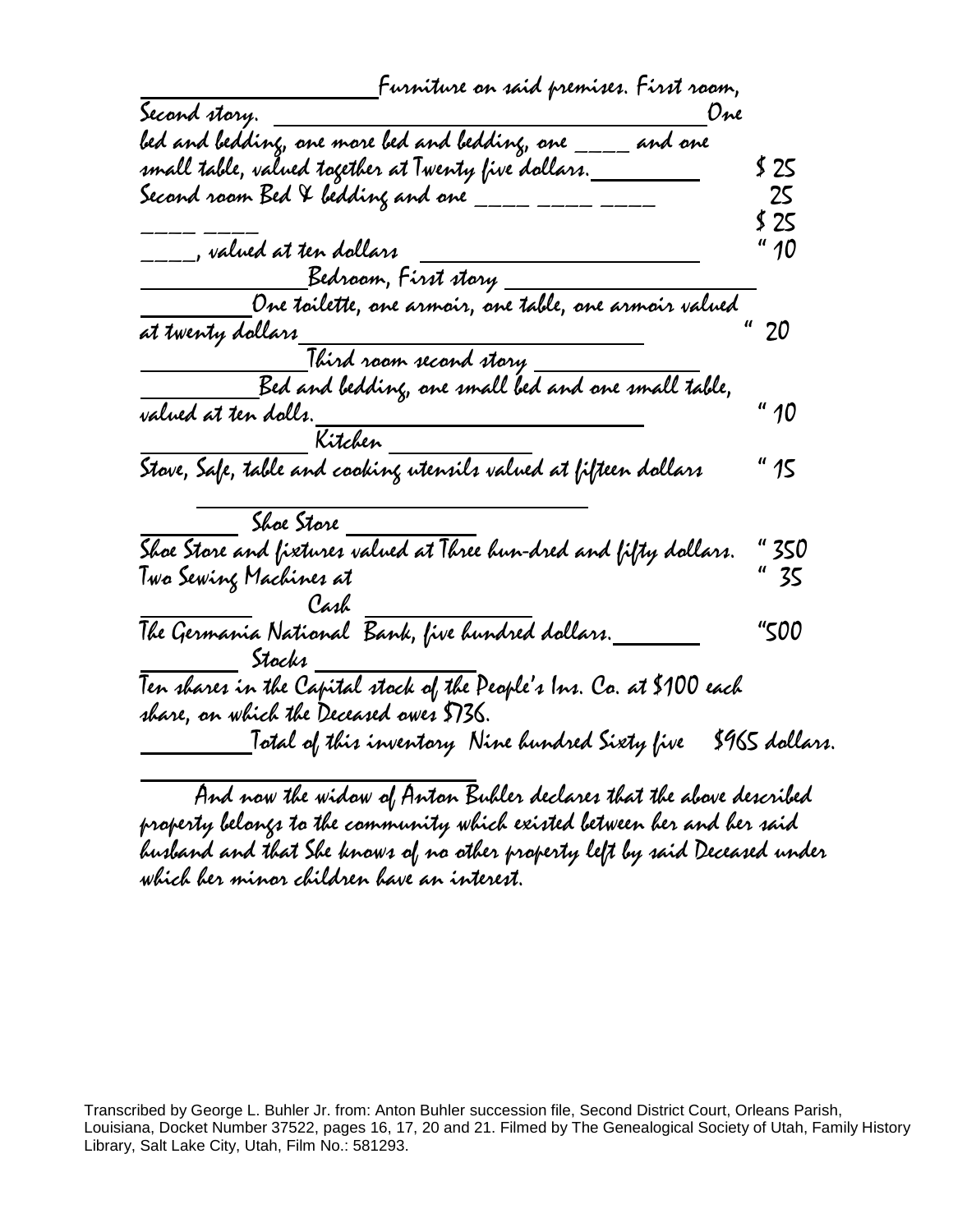Furniture on said premises. First room, Second story. One bed and bedding, one more bed and bedding, one ____ and one small table, valued together at Twenty five dollars. $ 25

Second room Bed & bedding and one ____ ____ ____ ____ ____ 25

$ 25

____, valued at ten dollars " 10

Bedroom, First story

One toilette, one armoir, one table, one armoir valued at twenty dollars " 20

Third room second story

Bed and bedding, one small bed and one small table, valued at ten dolls. " 10

Kitchen

Stove, Safe, table and cooking utensils valued at fifteen dollars " 15

Shoe Store

Shoe Store and fixtures valued at Three hun-dred and fifty dollars. " 350

Two Sewing Machines at " 35

Cash

The Germania National Bank, five hundred dollars. "500

Stocks

Ten shares in the Capital stock of the People's Ins. Co. at $100 each share, on which the Deceased owes $736.

Total of this inventory Nine hundred Sixty five $965 dollars.

And now the widow of Anton Buhler declares that the above described property belongs to the community which existed between her and her said husband and that She knows of no other property left by said Deceased under which her minor children have an interest.

Transcribed by George L. Buhler Jr. from: Anton Buhler succession file, Second District Court, Orleans Parish, Louisiana, Docket Number 37522, pages 16, 17, 20 and 21. Filmed by The Genealogical Society of Utah, Family History Library, Salt Lake City, Utah, Film No.: 581293.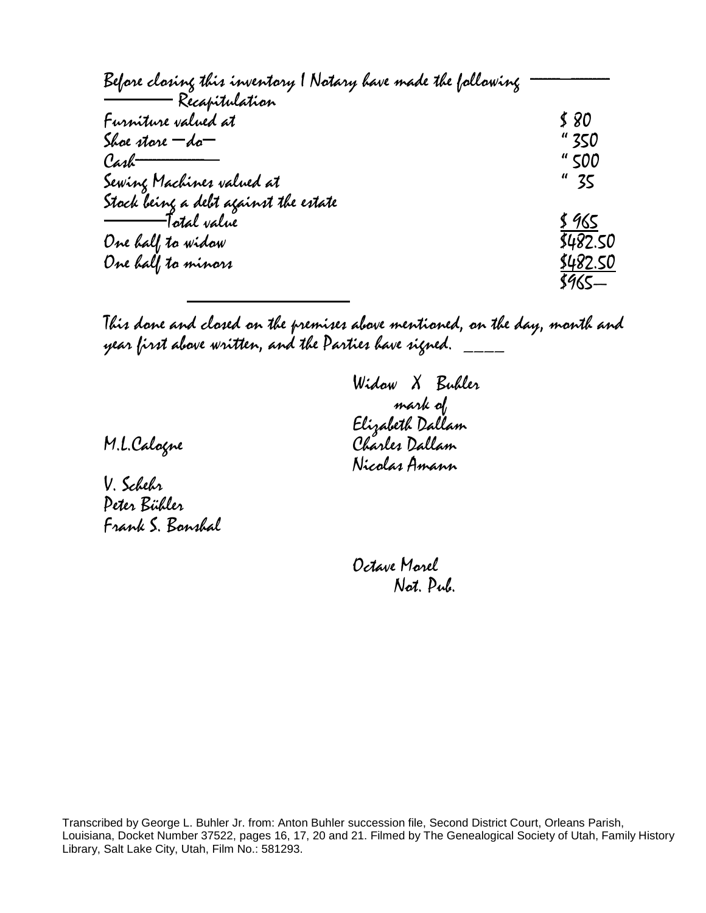Before closing this inventory I Notary have made the following —————
————— Recapitulation

| | |
|---|---|
| Furniture valued at | $ 80 |
| Shoe store —do— | " 350 |
| Cash————— | " 500 |
| Sewing Machines valued at | " 35 |
| Stock being a debt against the estate | |
| ————Total value | $ 965 |
| One half to widow | $482.50 |
| One half to minors | $482.50 |
| | $965— |

This done and closed on the premises above mentioned, on the day, month and year first above written, and the Parties have signed. ____

Widow X Buhler
mark of
Elizabeth Dallam
Charles Dallam
Nicolas Amann

M.L.Calogne

V. Schehr
Peter Bühler
Frank S. Bonshal

Octave Morel
Not. Pub.

Transcribed by George L. Buhler Jr. from: Anton Buhler succession file, Second District Court, Orleans Parish, Louisiana, Docket Number 37522, pages 16, 17, 20 and 21. Filmed by The Genealogical Society of Utah, Family History Library, Salt Lake City, Utah, Film No.: 581293.